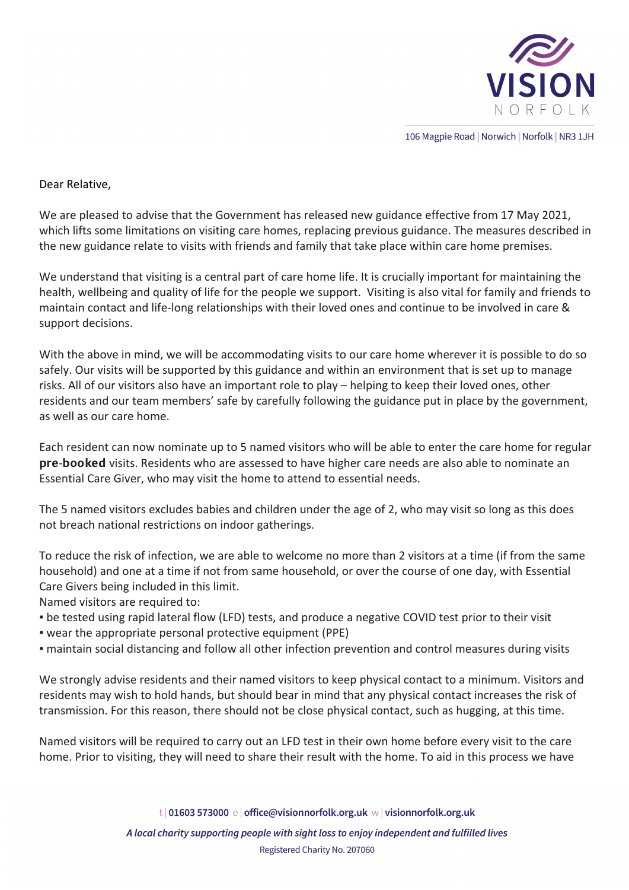106 Magpie Road | Norwich | Norfolk | NR3 1JH

Dear Relative,

We are pleased to advise that the Government has released new guidance effective from 17 May 2021, which lifts some limitations on visiting care homes, replacing previous guidance. The measures described in the new guidance relate to visits with friends and family that take place within care home premises.

We understand that visiting is a central part of care home life. It is crucially important for maintaining the health, wellbeing and quality of life for the people we support. Visiting is also vital for family and friends to maintain contact and life-long relationships with their loved ones and continue to be involved in care & support decisions.

With the above in mind, we will be accommodating visits to our care home wherever it is possible to do so safely. Our visits will be supported by this guidance and within an environment that is set up to manage risks. All of our visitors also have an important role to play – helping to keep their loved ones, other residents and our team members' safe by carefully following the guidance put in place by the government, as well as our care home.

Each resident can now nominate up to 5 named visitors who will be able to enter the care home for regular **pre-booked** visits. Residents who are assessed to have higher care needs are also able to nominate an Essential Care Giver, who may visit the home to attend to essential needs.

The 5 named visitors excludes babies and children under the age of 2, who may visit so long as this does not breach national restrictions on indoor gatherings.

To reduce the risk of infection, we are able to welcome no more than 2 visitors at a time (if from the same household) and one at a time if not from same household, or over the course of one day, with Essential Care Givers being included in this limit.

Named visitors are required to:

- be tested using rapid lateral flow (LFD) tests, and produce a negative COVID test prior to their visit
- wear the appropriate personal protective equipment (PPE)
- maintain social distancing and follow all other infection prevention and control measures during visits

We strongly advise residents and their named visitors to keep physical contact to a minimum. Visitors and residents may wish to hold hands, but should bear in mind that any physical contact increases the risk of transmission. For this reason, there should not be close physical contact, such as hugging, at this time.

Named visitors will be required to carry out an LFD test in their own home before every visit to the care home. Prior to visiting, they will need to share their result with the home. To aid in this process we have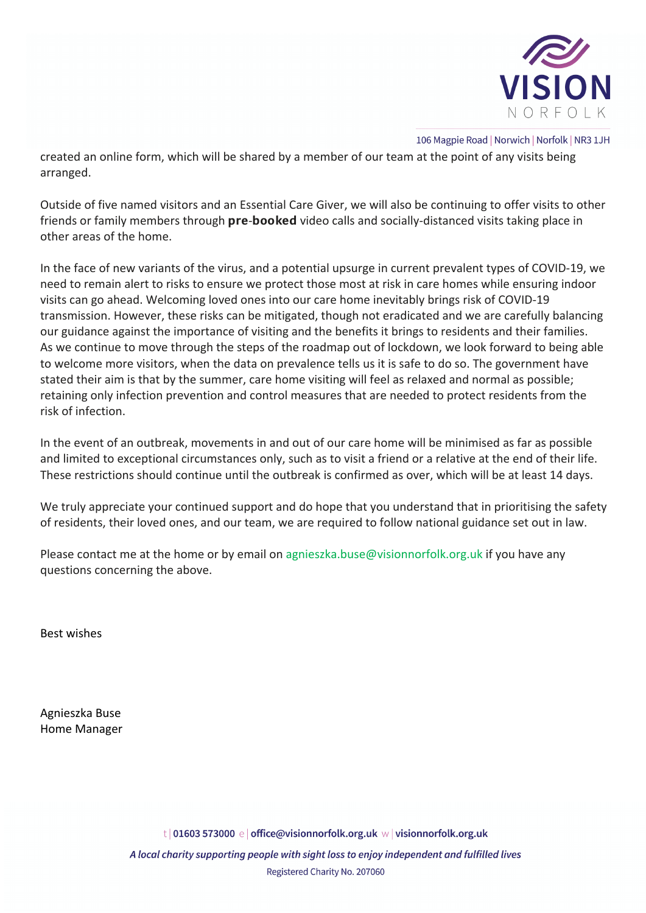created an online form, which will be shared by a member of our team at the point of any visits being arranged.

Outside of five named visitors and an Essential Care Giver, we will also be continuing to offer visits to other friends or family members through **pre-booked** video calls and socially-distanced visits taking place in other areas of the home.

In the face of new variants of the virus, and a potential upsurge in current prevalent types of COVID-19, we need to remain alert to risks to ensure we protect those most at risk in care homes while ensuring indoor visits can go ahead. Welcoming loved ones into our care home inevitably brings risk of COVID-19 transmission. However, these risks can be mitigated, though not eradicated and we are carefully balancing our guidance against the importance of visiting and the benefits it brings to residents and their families. As we continue to move through the steps of the roadmap out of lockdown, we look forward to being able to welcome more visitors, when the data on prevalence tells us it is safe to do so. The government have stated their aim is that by the summer, care home visiting will feel as relaxed and normal as possible; retaining only infection prevention and control measures that are needed to protect residents from the risk of infection.

In the event of an outbreak, movements in and out of our care home will be minimised as far as possible and limited to exceptional circumstances only, such as to visit a friend or a relative at the end of their life. These restrictions should continue until the outbreak is confirmed as over, which will be at least 14 days.

We truly appreciate your continued support and do hope that you understand that in prioritising the safety of residents, their loved ones, and our team, we are required to follow national guidance set out in law.

Please contact me at the home or by email on agnieszka.buse@visionnorfolk.org.uk if you have any questions concerning the above.

Best wishes

Agnieszka Buse
Home Manager